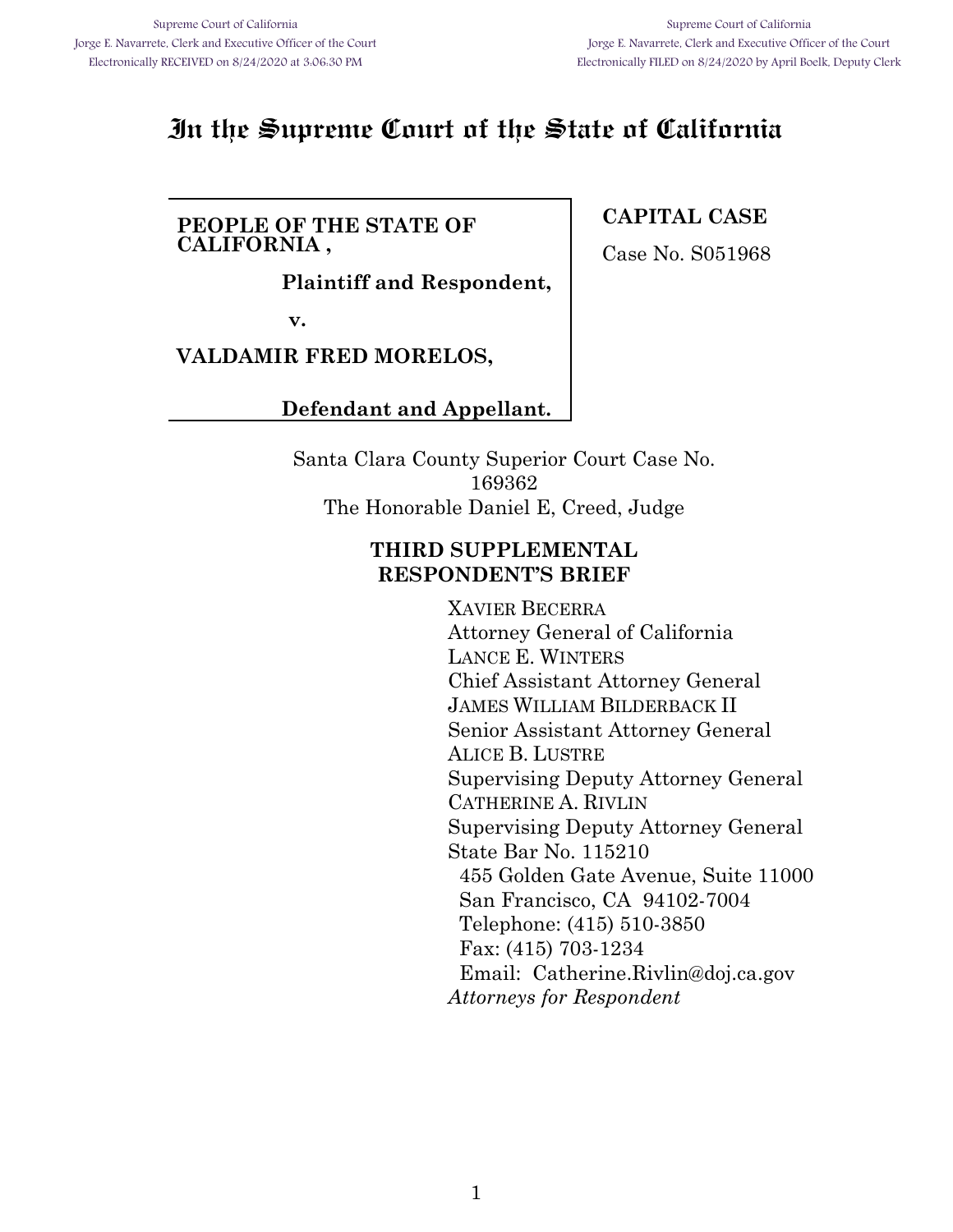Supreme Court of California
Jorge E. Navarrete, Clerk and Executive Officer of the Court
Electronically RECEIVED on 8/24/2020 at 3:06:30 PM

Supreme Court of California
Jorge E. Navarrete, Clerk and Executive Officer of the Court
Electronically FILED on 8/24/2020 by April Boelk, Deputy Clerk

# In the Supreme Court of the State of California

**PEOPLE OF THE STATE OF CALIFORNIA ,**

**Plaintiff and Respondent,**

**v.**

**VALDAMIR FRED MORELOS,**

**Defendant and Appellant.**

**CAPITAL CASE**

Case No. S051968

Santa Clara County Superior Court Case No. 169362
The Honorable Daniel E, Creed, Judge

## THIRD SUPPLEMENTAL RESPONDENT'S BRIEF

XAVIER BECERRA
Attorney General of California
LANCE E. WINTERS
Chief Assistant Attorney General
JAMES WILLIAM BILDERBACK II
Senior Assistant Attorney General
ALICE B. LUSTRE
Supervising Deputy Attorney General
CATHERINE A. RIVLIN
Supervising Deputy Attorney General
State Bar No. 115210
455 Golden Gate Avenue, Suite 11000
San Francisco, CA 94102-7004
Telephone: (415) 510-3850
Fax: (415) 703-1234
Email: Catherine.Rivlin@doj.ca.gov
*Attorneys for Respondent*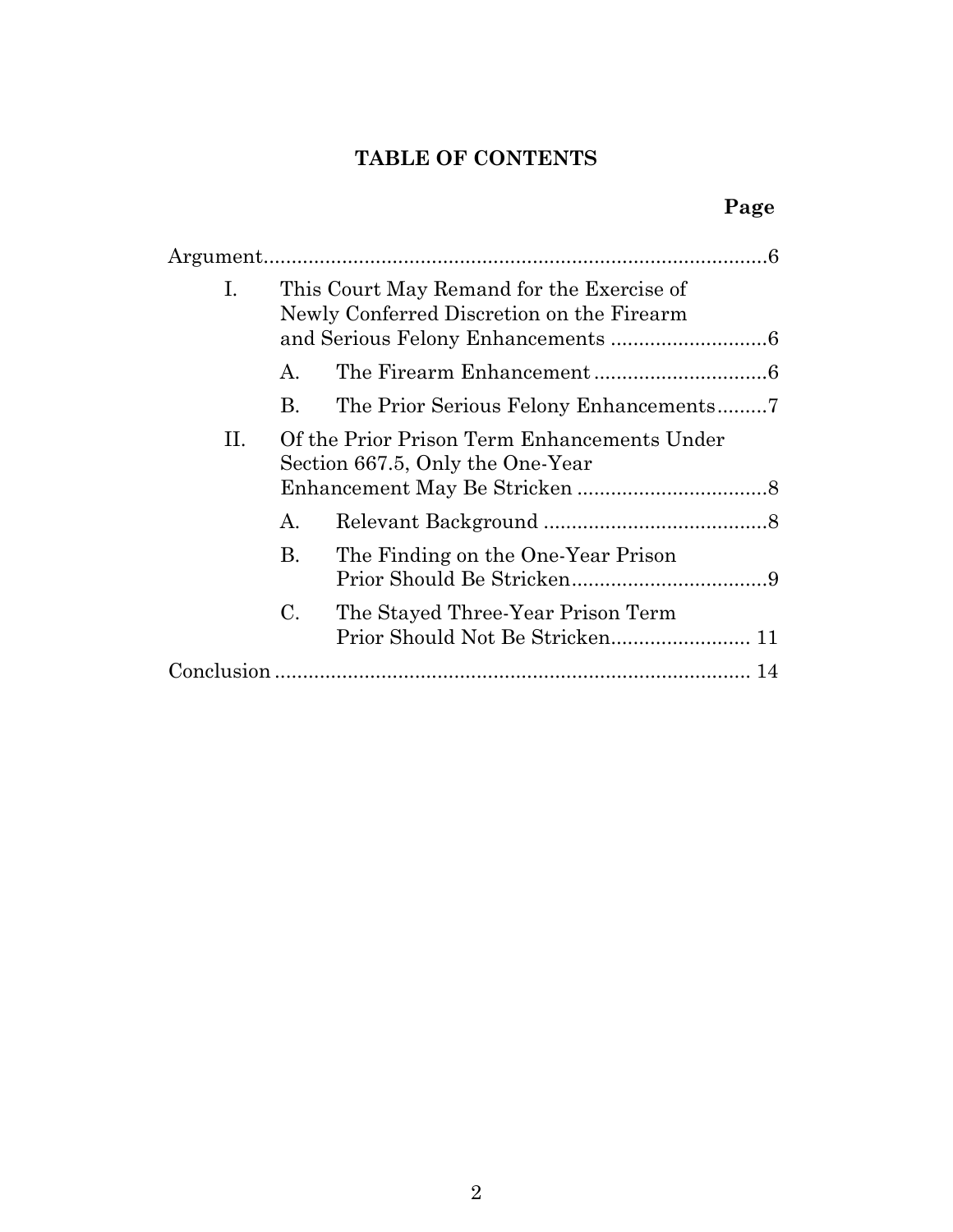## TABLE OF CONTENTS

**Page**

Argument ........................................................................................ 6

- I. This Court May Remand for the Exercise of Newly Conferred Discretion on the Firearm and Serious Felony Enhancements ............................ 6
  - A. The Firearm Enhancement ............................... 6
  - B. The Prior Serious Felony Enhancements ......... 7
- II. Of the Prior Prison Term Enhancements Under Section 667.5, Only the One-Year Enhancement May Be Stricken .................................. 8
  - A. Relevant Background ........................................ 8
  - B. The Finding on the One-Year Prison Prior Should Be Stricken ................................... 9
  - C. The Stayed Three-Year Prison Term Prior Should Not Be Stricken ......................... 11

Conclusion ..................................................................................... 14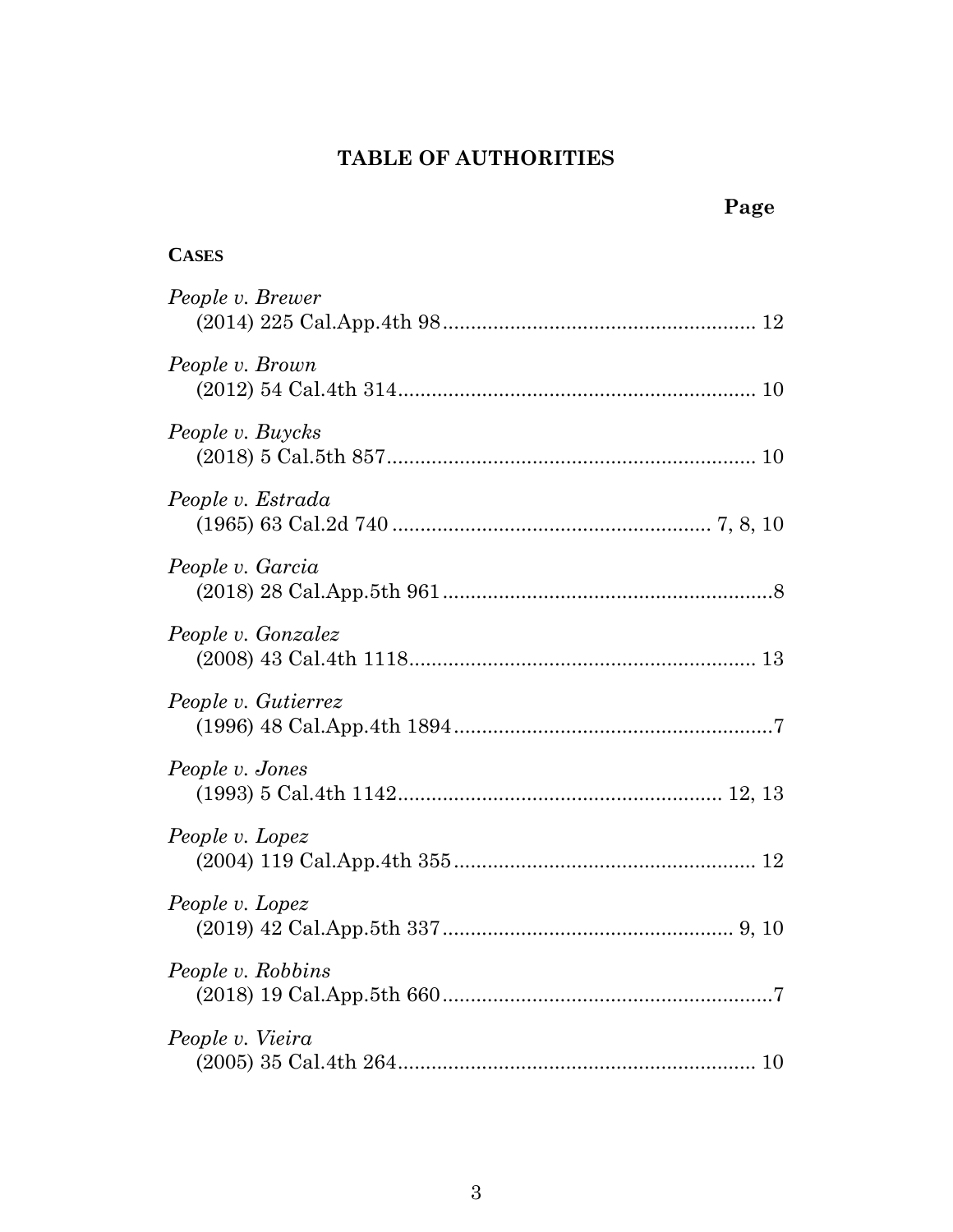# TABLE OF AUTHORITIES

**Page**

**CASES**

*People v. Brewer*
(2014) 225 Cal.App.4th 98 ........................................................ 12

*People v. Brown*
(2012) 54 Cal.4th 314 ................................................................ 10

*People v. Buycks*
(2018) 5 Cal.5th 857 .................................................................. 10

*People v. Estrada*
(1965) 63 Cal.2d 740 ......................................................... 7, 8, 10

*People v. Garcia*
(2018) 28 Cal.App.5th 961 ............................................................8

*People v. Gonzalez*
(2008) 43 Cal.4th 1118 .............................................................. 13

*People v. Gutierrez*
(1996) 48 Cal.App.4th 1894 ..........................................................7

*People v. Jones*
(1993) 5 Cal.4th 1142 .......................................................... 12, 13

*People v. Lopez*
(2004) 119 Cal.App.4th 355 ....................................................... 12

*People v. Lopez*
(2019) 42 Cal.App.5th 337 .................................................... 9, 10

*People v. Robbins*
(2018) 19 Cal.App.5th 660 ............................................................7

*People v. Vieira*
(2005) 35 Cal.4th 264 ................................................................ 10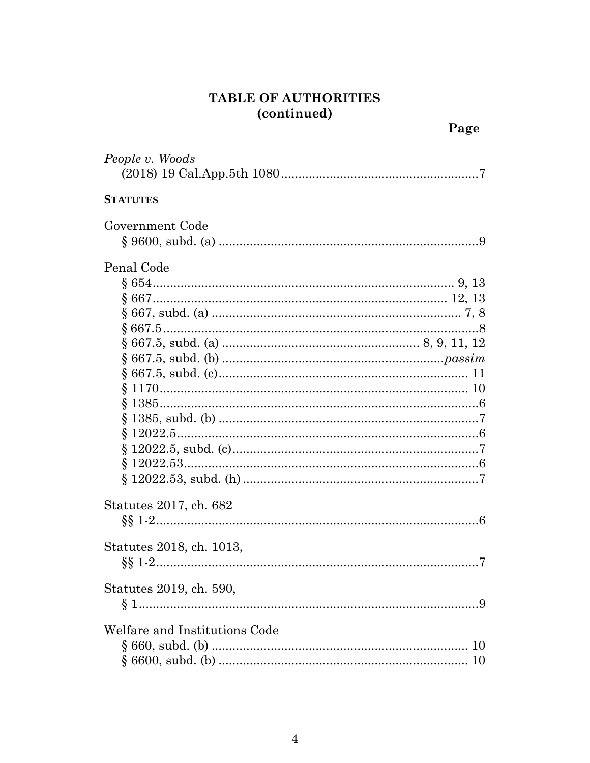# TABLE OF AUTHORITIES
## (continued)

**Page**

*People v. Woods*
(2018) 19 Cal.App.5th 1080 .......... 7

**STATUTES**

Government Code
§ 9600, subd. (a) .......... 9

Penal Code
§ 654 .......... 9, 13
§ 667 .......... 12, 13
§ 667, subd. (a) .......... 7, 8
§ 667.5 .......... 8
§ 667.5, subd. (a) .......... 8, 9, 11, 12
§ 667.5, subd. (b) .......... *passim*
§ 667.5, subd. (c) .......... 11
§ 1170 .......... 10
§ 1385 .......... 6
§ 1385, subd. (b) .......... 7
§ 12022.5 .......... 6
§ 12022.5, subd. (c) .......... 7
§ 12022.53 .......... 6
§ 12022.53, subd. (h) .......... 7

Statutes 2017, ch. 682
§§ 1-2 .......... 6

Statutes 2018, ch. 1013,
§§ 1-2 .......... 7

Statutes 2019, ch. 590,
§ 1 .......... 9

Welfare and Institutions Code
§ 660, subd. (b) .......... 10
§ 6600, subd. (b) .......... 10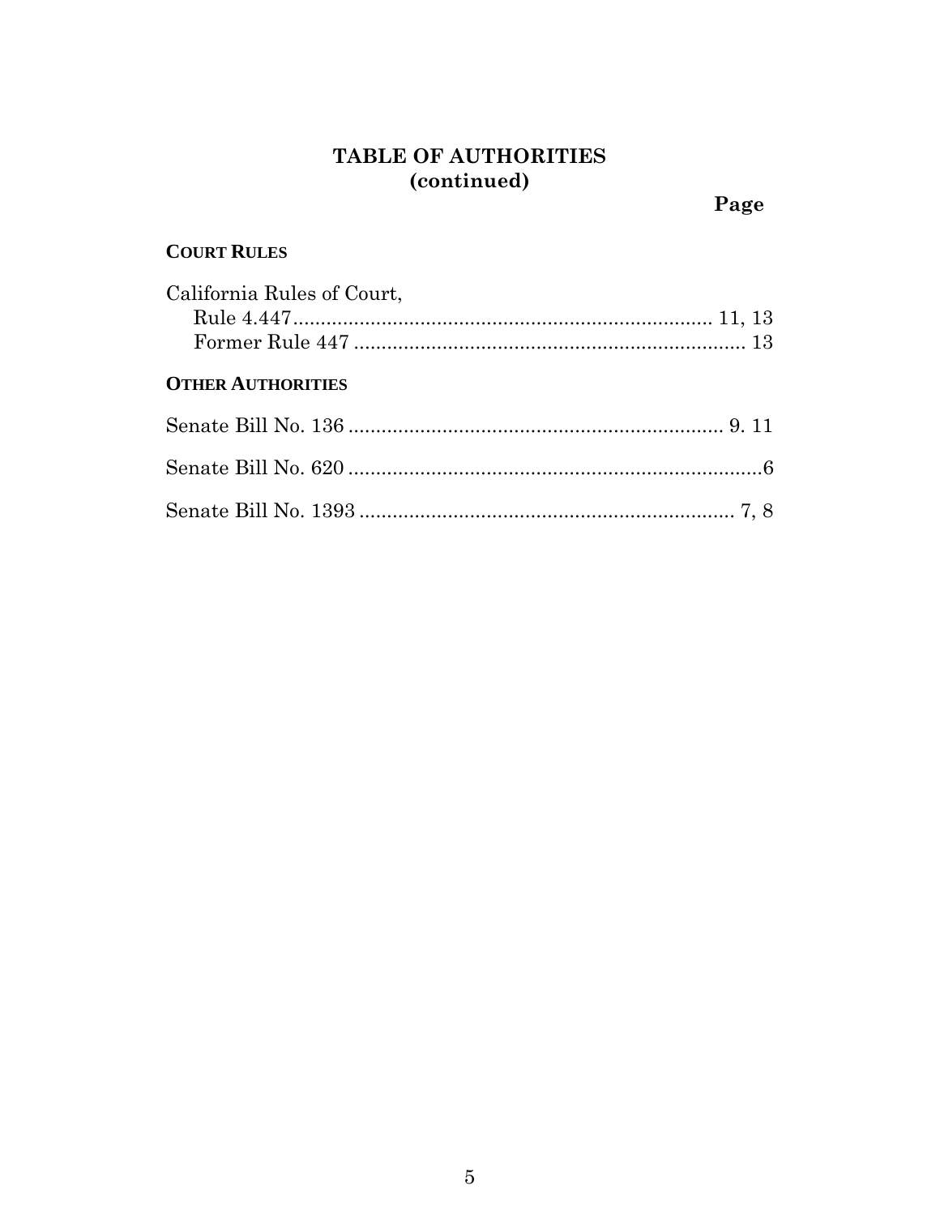## TABLE OF AUTHORITIES (continued)

Page

**COURT RULES**

California Rules of Court,
  Rule 4.447 ........................................................................... 11, 13
  Former Rule 447 ...................................................................... 13

**OTHER AUTHORITIES**

Senate Bill No. 136 .................................................................... 9. 11

Senate Bill No. 620 ........................................................................... 6

Senate Bill No. 1393 .................................................................... 7, 8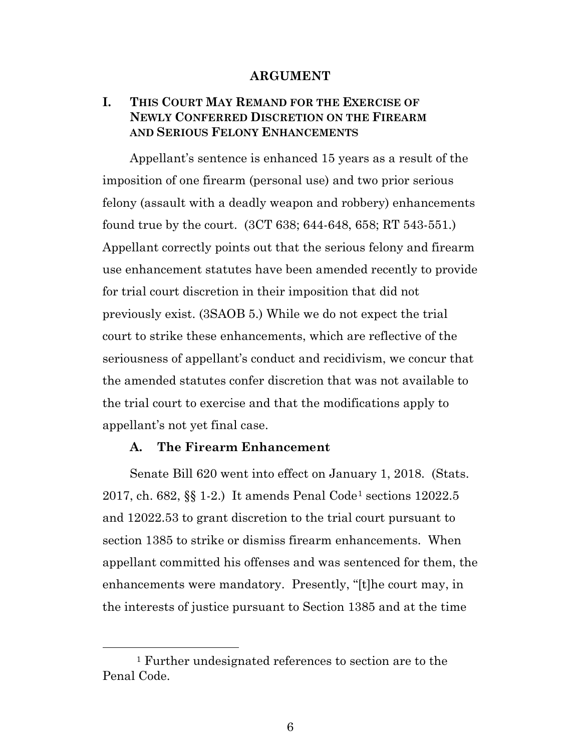## ARGUMENT

### I. THIS COURT MAY REMAND FOR THE EXERCISE OF NEWLY CONFERRED DISCRETION ON THE FIREARM AND SERIOUS FELONY ENHANCEMENTS

Appellant's sentence is enhanced 15 years as a result of the imposition of one firearm (personal use) and two prior serious felony (assault with a deadly weapon and robbery) enhancements found true by the court. (3CT 638; 644-648, 658; RT 543-551.) Appellant correctly points out that the serious felony and firearm use enhancement statutes have been amended recently to provide for trial court discretion in their imposition that did not previously exist. (3SAOB 5.) While we do not expect the trial court to strike these enhancements, which are reflective of the seriousness of appellant's conduct and recidivism, we concur that the amended statutes confer discretion that was not available to the trial court to exercise and that the modifications apply to appellant's not yet final case.

#### A. The Firearm Enhancement

Senate Bill 620 went into effect on January 1, 2018. (Stats. 2017, ch. 682, §§ 1-2.) It amends Penal Code[1] sections 12022.5 and 12022.53 to grant discretion to the trial court pursuant to section 1385 to strike or dismiss firearm enhancements. When appellant committed his offenses and was sentenced for them, the enhancements were mandatory. Presently, "[t]he court may, in the interests of justice pursuant to Section 1385 and at the time

[1] Further undesignated references to section are to the Penal Code.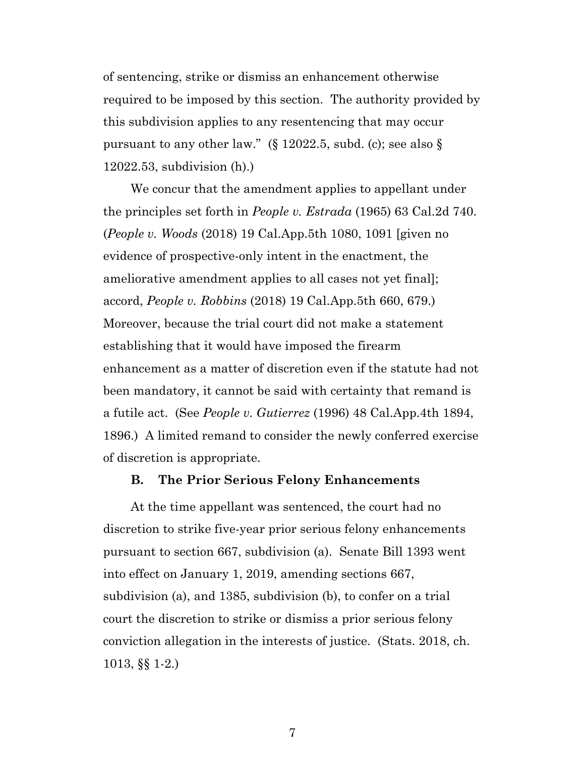of sentencing, strike or dismiss an enhancement otherwise required to be imposed by this section. The authority provided by this subdivision applies to any resentencing that may occur pursuant to any other law." (§ 12022.5, subd. (c); see also § 12022.53, subdivision (h).)

We concur that the amendment applies to appellant under the principles set forth in *People v. Estrada* (1965) 63 Cal.2d 740. (*People v. Woods* (2018) 19 Cal.App.5th 1080, 1091 [given no evidence of prospective-only intent in the enactment, the ameliorative amendment applies to all cases not yet final]; accord, *People v. Robbins* (2018) 19 Cal.App.5th 660, 679.) Moreover, because the trial court did not make a statement establishing that it would have imposed the firearm enhancement as a matter of discretion even if the statute had not been mandatory, it cannot be said with certainty that remand is a futile act. (See *People v. Gutierrez* (1996) 48 Cal.App.4th 1894, 1896.) A limited remand to consider the newly conferred exercise of discretion is appropriate.

### B. The Prior Serious Felony Enhancements

At the time appellant was sentenced, the court had no discretion to strike five-year prior serious felony enhancements pursuant to section 667, subdivision (a). Senate Bill 1393 went into effect on January 1, 2019, amending sections 667, subdivision (a), and 1385, subdivision (b), to confer on a trial court the discretion to strike or dismiss a prior serious felony conviction allegation in the interests of justice. (Stats. 2018, ch. 1013, §§ 1-2.)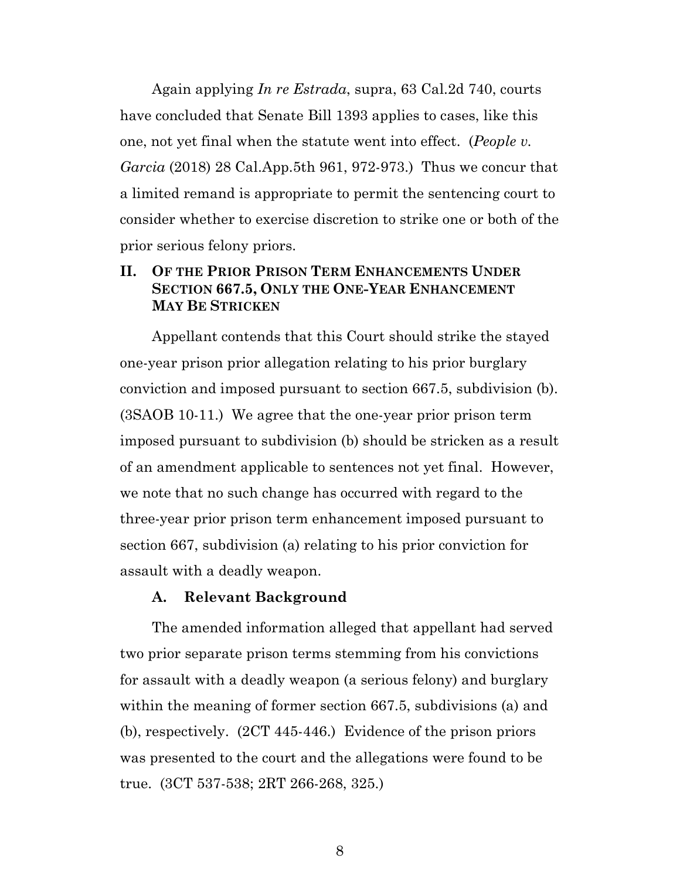Again applying *In re Estrada*, supra, 63 Cal.2d 740, courts have concluded that Senate Bill 1393 applies to cases, like this one, not yet final when the statute went into effect. (*People v. Garcia* (2018) 28 Cal.App.5th 961, 972-973.) Thus we concur that a limited remand is appropriate to permit the sentencing court to consider whether to exercise discretion to strike one or both of the prior serious felony priors.

## II. OF THE PRIOR PRISON TERM ENHANCEMENTS UNDER SECTION 667.5, ONLY THE ONE-YEAR ENHANCEMENT MAY BE STRICKEN

Appellant contends that this Court should strike the stayed one-year prison prior allegation relating to his prior burglary conviction and imposed pursuant to section 667.5, subdivision (b). (3SAOB 10-11.) We agree that the one-year prior prison term imposed pursuant to subdivision (b) should be stricken as a result of an amendment applicable to sentences not yet final. However, we note that no such change has occurred with regard to the three-year prior prison term enhancement imposed pursuant to section 667, subdivision (a) relating to his prior conviction for assault with a deadly weapon.

### A. Relevant Background

The amended information alleged that appellant had served two prior separate prison terms stemming from his convictions for assault with a deadly weapon (a serious felony) and burglary within the meaning of former section 667.5, subdivisions (a) and (b), respectively. (2CT 445-446.) Evidence of the prison priors was presented to the court and the allegations were found to be true. (3CT 537-538; 2RT 266-268, 325.)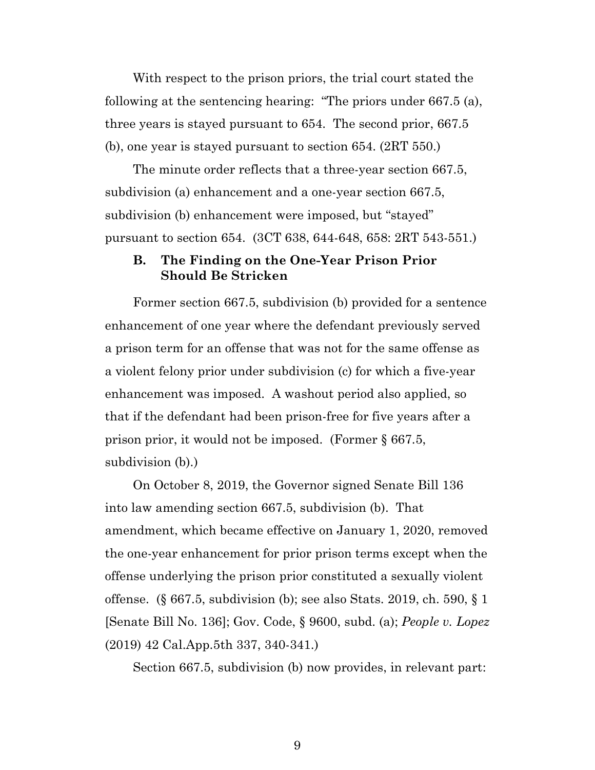With respect to the prison priors, the trial court stated the following at the sentencing hearing: "The priors under 667.5 (a), three years is stayed pursuant to 654. The second prior, 667.5 (b), one year is stayed pursuant to section 654. (2RT 550.)

The minute order reflects that a three-year section 667.5, subdivision (a) enhancement and a one-year section 667.5, subdivision (b) enhancement were imposed, but "stayed" pursuant to section 654. (3CT 638, 644-648, 658: 2RT 543-551.)

### B. The Finding on the One-Year Prison Prior Should Be Stricken

Former section 667.5, subdivision (b) provided for a sentence enhancement of one year where the defendant previously served a prison term for an offense that was not for the same offense as a violent felony prior under subdivision (c) for which a five-year enhancement was imposed. A washout period also applied, so that if the defendant had been prison-free for five years after a prison prior, it would not be imposed. (Former § 667.5, subdivision (b).)

On October 8, 2019, the Governor signed Senate Bill 136 into law amending section 667.5, subdivision (b). That amendment, which became effective on January 1, 2020, removed the one-year enhancement for prior prison terms except when the offense underlying the prison prior constituted a sexually violent offense. (§ 667.5, subdivision (b); see also Stats. 2019, ch. 590, § 1 [Senate Bill No. 136]; Gov. Code, § 9600, subd. (a); *People v. Lopez* (2019) 42 Cal.App.5th 337, 340-341.)

Section 667.5, subdivision (b) now provides, in relevant part: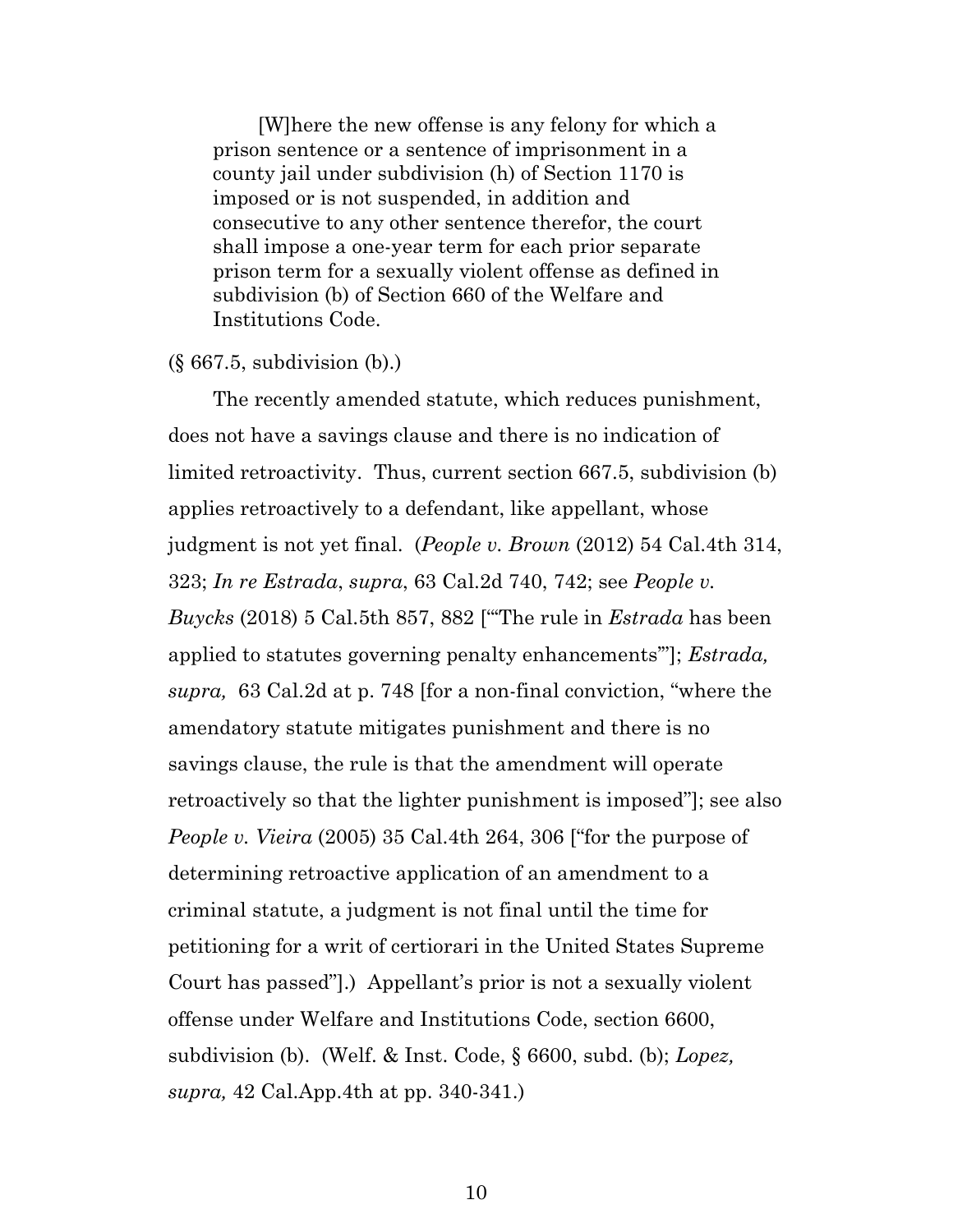> [W]here the new offense is any felony for which a prison sentence or a sentence of imprisonment in a county jail under subdivision (h) of Section 1170 is imposed or is not suspended, in addition and consecutive to any other sentence therefor, the court shall impose a one-year term for each prior separate prison term for a sexually violent offense as defined in subdivision (b) of Section 660 of the Welfare and Institutions Code.

(§ 667.5, subdivision (b).)

The recently amended statute, which reduces punishment, does not have a savings clause and there is no indication of limited retroactivity. Thus, current section 667.5, subdivision (b) applies retroactively to a defendant, like appellant, whose judgment is not yet final. (*People v. Brown* (2012) 54 Cal.4th 314, 323; *In re Estrada*, *supra*, 63 Cal.2d 740, 742; see *People v. Buycks* (2018) 5 Cal.5th 857, 882 ["'The rule in *Estrada* has been applied to statutes governing penalty enhancements'"]; *Estrada, supra,* 63 Cal.2d at p. 748 [for a non-final conviction, "where the amendatory statute mitigates punishment and there is no savings clause, the rule is that the amendment will operate retroactively so that the lighter punishment is imposed"]; see also *People v. Vieira* (2005) 35 Cal.4th 264, 306 ["for the purpose of determining retroactive application of an amendment to a criminal statute, a judgment is not final until the time for petitioning for a writ of certiorari in the United States Supreme Court has passed"].) Appellant's prior is not a sexually violent offense under Welfare and Institutions Code, section 6600, subdivision (b). (Welf. & Inst. Code, § 6600, subd. (b); *Lopez, supra,* 42 Cal.App.4th at pp. 340-341.)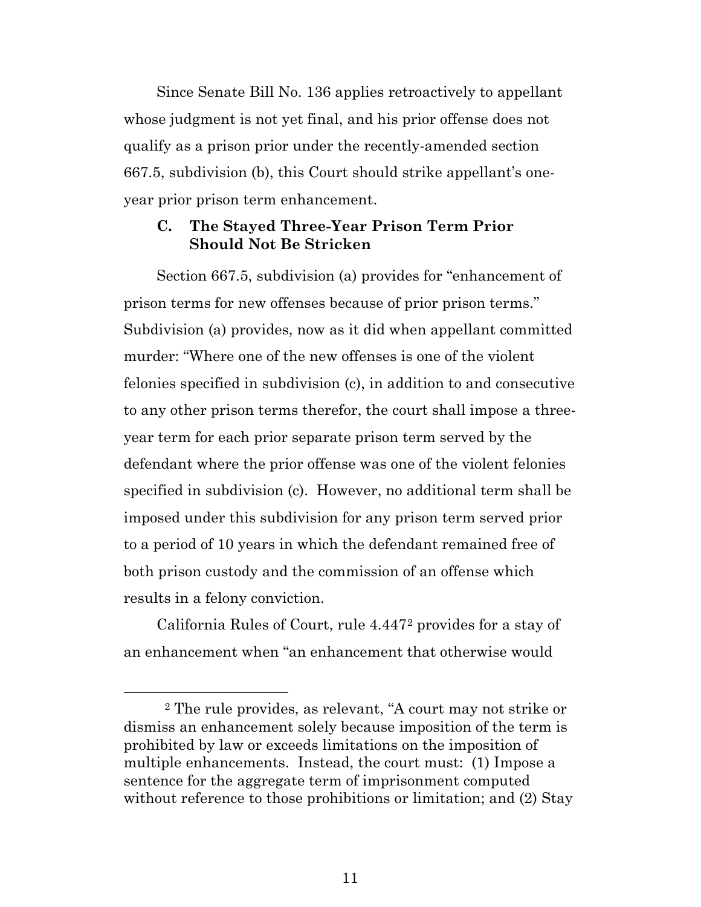Since Senate Bill No. 136 applies retroactively to appellant whose judgment is not yet final, and his prior offense does not qualify as a prison prior under the recently-amended section 667.5, subdivision (b), this Court should strike appellant's one-year prior prison term enhancement.

### C. The Stayed Three-Year Prison Term Prior Should Not Be Stricken

Section 667.5, subdivision (a) provides for "enhancement of prison terms for new offenses because of prior prison terms." Subdivision (a) provides, now as it did when appellant committed murder: "Where one of the new offenses is one of the violent felonies specified in subdivision (c), in addition to and consecutive to any other prison terms therefor, the court shall impose a three-year term for each prior separate prison term served by the defendant where the prior offense was one of the violent felonies specified in subdivision (c). However, no additional term shall be imposed under this subdivision for any prison term served prior to a period of 10 years in which the defendant remained free of both prison custody and the commission of an offense which results in a felony conviction.

California Rules of Court, rule 4.447[2] provides for a stay of an enhancement when "an enhancement that otherwise would

---

[2] The rule provides, as relevant, "A court may not strike or dismiss an enhancement solely because imposition of the term is prohibited by law or exceeds limitations on the imposition of multiple enhancements. Instead, the court must: (1) Impose a sentence for the aggregate term of imprisonment computed without reference to those prohibitions or limitation; and (2) Stay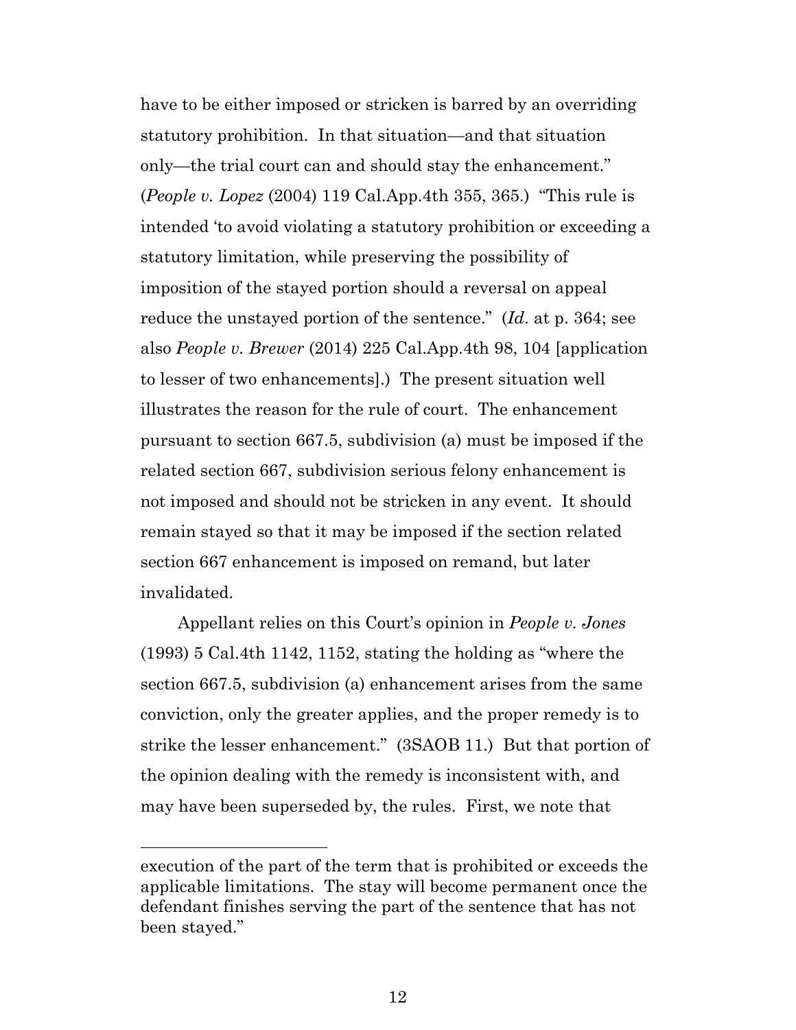have to be either imposed or stricken is barred by an overriding statutory prohibition. In that situation—and that situation only—the trial court can and should stay the enhancement." (*People v. Lopez* (2004) 119 Cal.App.4th 355, 365.) "This rule is intended 'to avoid violating a statutory prohibition or exceeding a statutory limitation, while preserving the possibility of imposition of the stayed portion should a reversal on appeal reduce the unstayed portion of the sentence." (*Id*. at p. 364; see also *People v. Brewer* (2014) 225 Cal.App.4th 98, 104 [application to lesser of two enhancements].) The present situation well illustrates the reason for the rule of court. The enhancement pursuant to section 667.5, subdivision (a) must be imposed if the related section 667, subdivision serious felony enhancement is not imposed and should not be stricken in any event. It should remain stayed so that it may be imposed if the section related section 667 enhancement is imposed on remand, but later invalidated.

Appellant relies on this Court's opinion in *People v. Jones* (1993) 5 Cal.4th 1142, 1152, stating the holding as "where the section 667.5, subdivision (a) enhancement arises from the same conviction, only the greater applies, and the proper remedy is to strike the lesser enhancement." (3SAOB 11.) But that portion of the opinion dealing with the remedy is inconsistent with, and may have been superseded by, the rules. First, we note that

---

execution of the part of the term that is prohibited or exceeds the applicable limitations. The stay will become permanent once the defendant finishes serving the part of the sentence that has not been stayed."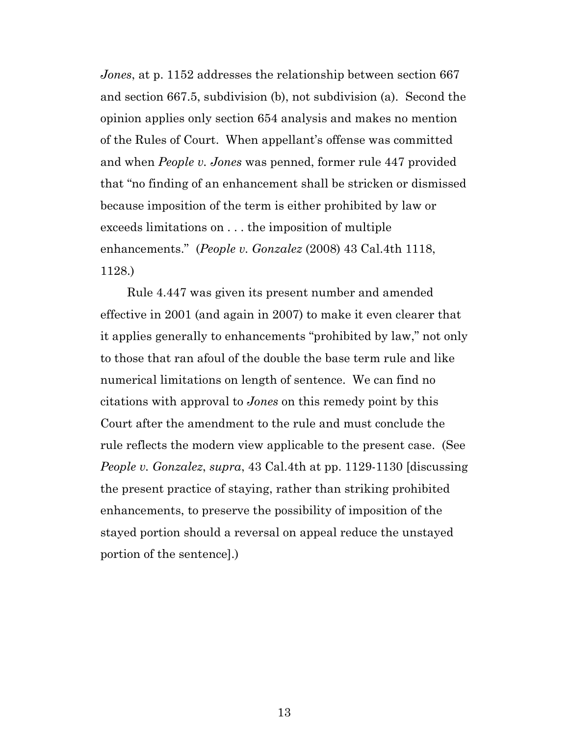*Jones*, at p. 1152 addresses the relationship between section 667 and section 667.5, subdivision (b), not subdivision (a). Second the opinion applies only section 654 analysis and makes no mention of the Rules of Court. When appellant's offense was committed and when *People v. Jones* was penned, former rule 447 provided that "no finding of an enhancement shall be stricken or dismissed because imposition of the term is either prohibited by law or exceeds limitations on . . . the imposition of multiple enhancements." (*People v. Gonzalez* (2008) 43 Cal.4th 1118, 1128.)

Rule 4.447 was given its present number and amended effective in 2001 (and again in 2007) to make it even clearer that it applies generally to enhancements "prohibited by law," not only to those that ran afoul of the double the base term rule and like numerical limitations on length of sentence. We can find no citations with approval to *Jones* on this remedy point by this Court after the amendment to the rule and must conclude the rule reflects the modern view applicable to the present case. (See *People v. Gonzalez*, *supra*, 43 Cal.4th at pp. 1129-1130 [discussing the present practice of staying, rather than striking prohibited enhancements, to preserve the possibility of imposition of the stayed portion should a reversal on appeal reduce the unstayed portion of the sentence].)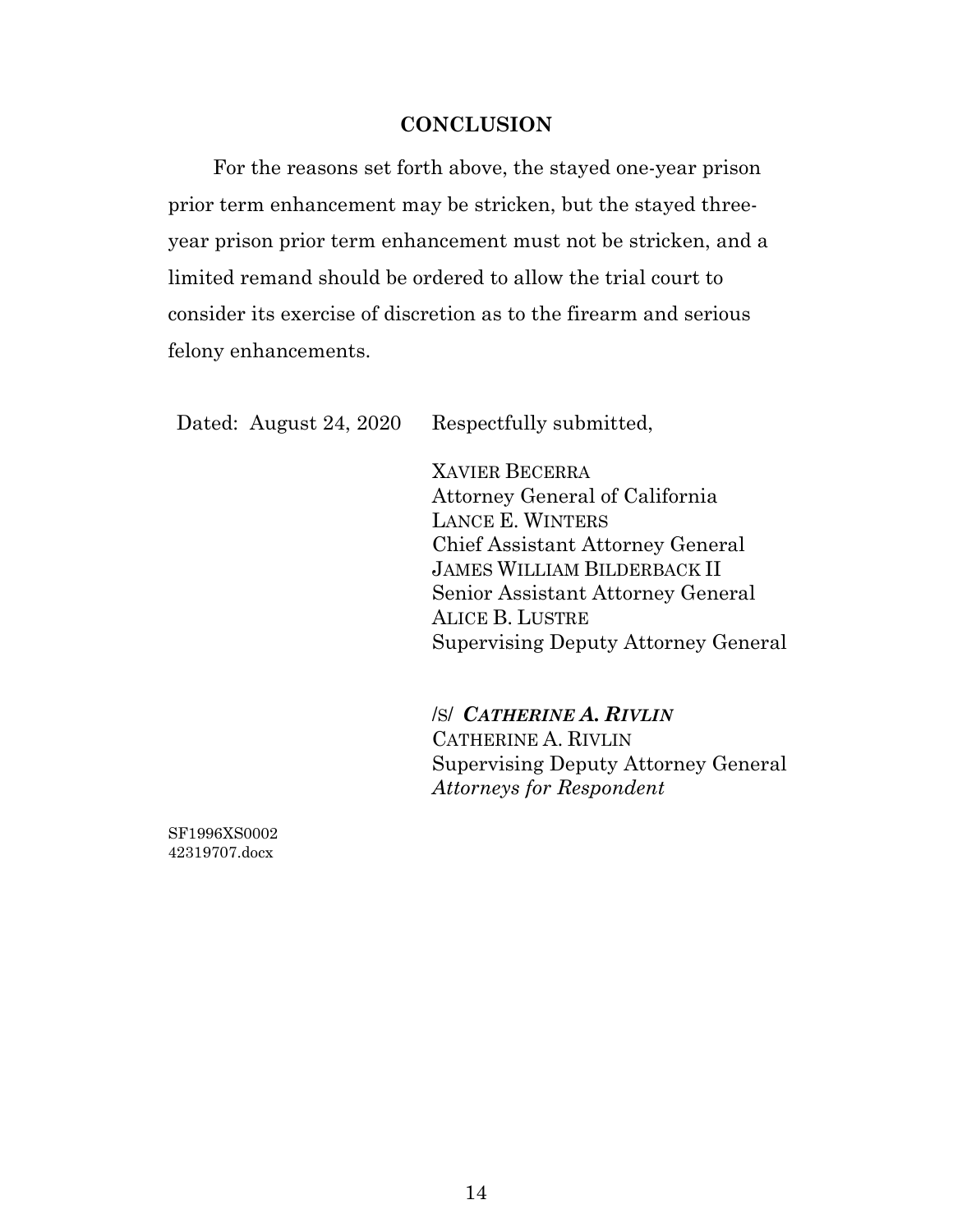## CONCLUSION

For the reasons set forth above, the stayed one-year prison prior term enhancement may be stricken, but the stayed three-year prison prior term enhancement must not be stricken, and a limited remand should be ordered to allow the trial court to consider its exercise of discretion as to the firearm and serious felony enhancements.

Dated: August 24, 2020

Respectfully submitted,

XAVIER BECERRA
Attorney General of California
LANCE E. WINTERS
Chief Assistant Attorney General
JAMES WILLIAM BILDERBACK II
Senior Assistant Attorney General
ALICE B. LUSTRE
Supervising Deputy Attorney General

/S/ ***CATHERINE A. RIVLIN***
CATHERINE A. RIVLIN
Supervising Deputy Attorney General
*Attorneys for Respondent*

SF1996XS0002
42319707.docx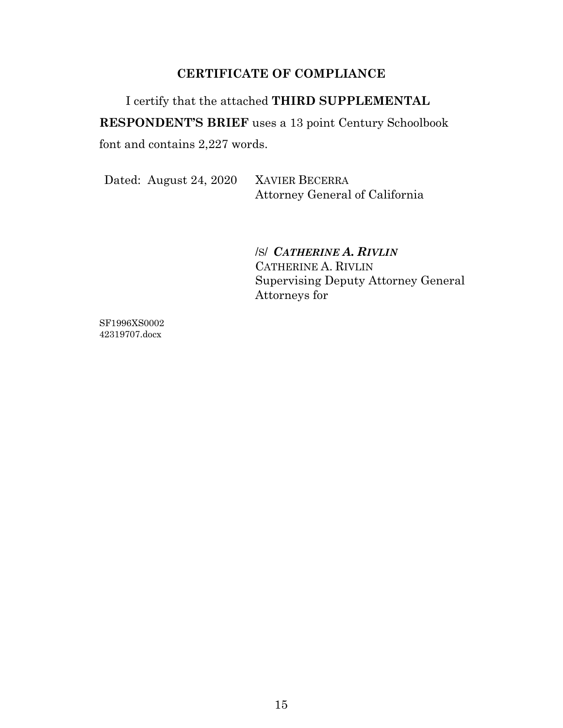## CERTIFICATE OF COMPLIANCE

I certify that the attached **THIRD SUPPLEMENTAL RESPONDENT'S BRIEF** uses a 13 point Century Schoolbook font and contains 2,227 words.

Dated: August 24, 2020

XAVIER BECERRA
Attorney General of California

/S/ ***CATHERINE A. RIVLIN***
CATHERINE A. RIVLIN
Supervising Deputy Attorney General
Attorneys for

SF1996XS0002
42319707.docx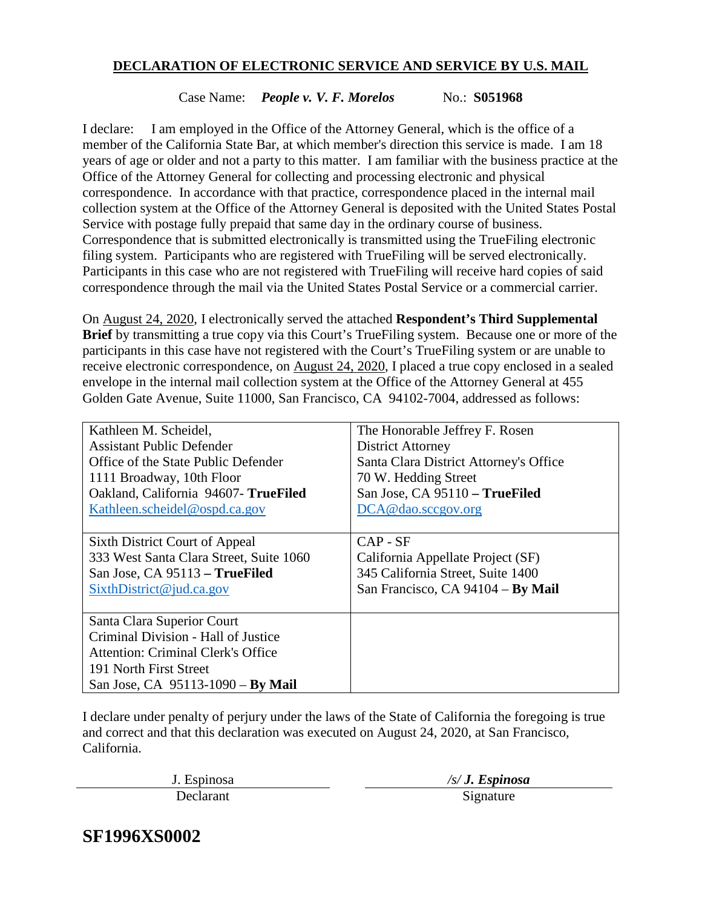**DECLARATION OF ELECTRONIC SERVICE AND SERVICE BY U.S. MAIL**

Case Name: ***People v. V. F. Morelos*** No.: **S051968**

I declare: I am employed in the Office of the Attorney General, which is the office of a member of the California State Bar, at which member's direction this service is made. I am 18 years of age or older and not a party to this matter. I am familiar with the business practice at the Office of the Attorney General for collecting and processing electronic and physical correspondence. In accordance with that practice, correspondence placed in the internal mail collection system at the Office of the Attorney General is deposited with the United States Postal Service with postage fully prepaid that same day in the ordinary course of business. Correspondence that is submitted electronically is transmitted using the TrueFiling electronic filing system. Participants who are registered with TrueFiling will be served electronically. Participants in this case who are not registered with TrueFiling will receive hard copies of said correspondence through the mail via the United States Postal Service or a commercial carrier.

On August 24, 2020, I electronically served the attached **Respondent's Third Supplemental Brief** by transmitting a true copy via this Court's TrueFiling system. Because one or more of the participants in this case have not registered with the Court's TrueFiling system or are unable to receive electronic correspondence, on August 24, 2020, I placed a true copy enclosed in a sealed envelope in the internal mail collection system at the Office of the Attorney General at 455 Golden Gate Avenue, Suite 11000, San Francisco, CA 94102-7004, addressed as follows:

| | |
|---|---|
| Kathleen M. Scheidel,<br>Assistant Public Defender<br>Office of the State Public Defender<br>1111 Broadway, 10th Floor<br>Oakland, California 94607- **TrueFiled**<br>Kathleen.scheidel@ospd.ca.gov | The Honorable Jeffrey F. Rosen<br>District Attorney<br>Santa Clara District Attorney's Office<br>70 W. Hedding Street<br>San Jose, CA 95110 **– TrueFiled**<br>DCA@dao.sccgov.org |
| Sixth District Court of Appeal<br>333 West Santa Clara Street, Suite 1060<br>San Jose, CA 95113 **– TrueFiled**<br>SixthDistrict@jud.ca.gov | CAP - SF<br>California Appellate Project (SF)<br>345 California Street, Suite 1400<br>San Francisco, CA 94104 – **By Mail** |
| Santa Clara Superior Court<br>Criminal Division - Hall of Justice<br>Attention: Criminal Clerk's Office<br>191 North First Street<br>San Jose, CA 95113-1090 – **By Mail** | |

I declare under penalty of perjury under the laws of the State of California the foregoing is true and correct and that this declaration was executed on August 24, 2020, at San Francisco, California.

| | |
|---|---|
| J. Espinosa | */s/ **J. Espinosa*** |
| Declarant | Signature |

**SF1996XS0002**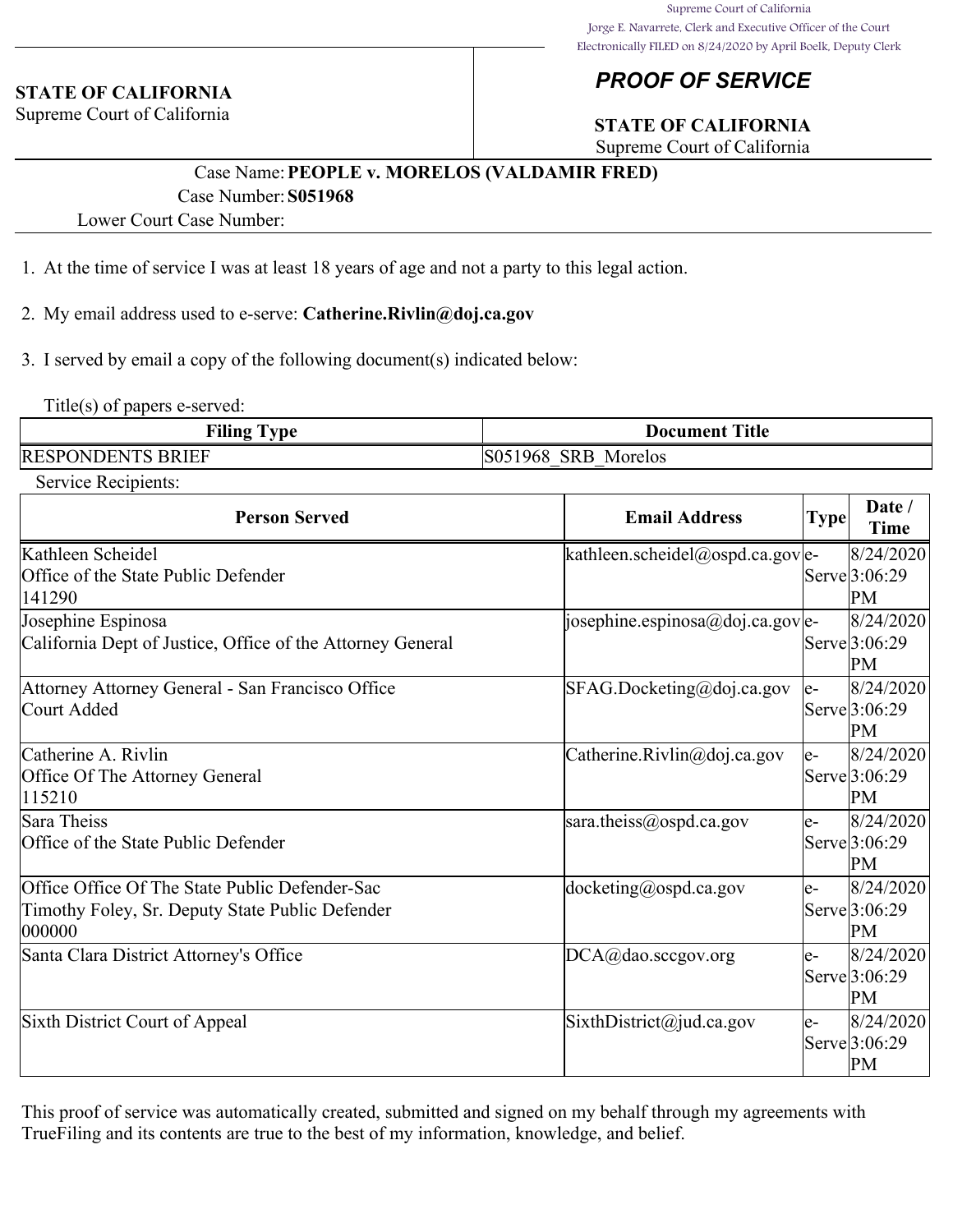Supreme Court of California
Jorge E. Navarrete, Clerk and Executive Officer of the Court
Electronically FILED on 8/24/2020 by April Boelk, Deputy Clerk

**STATE OF CALIFORNIA**
Supreme Court of California

## *PROOF OF SERVICE*

**STATE OF CALIFORNIA**
Supreme Court of California

Case Name: **PEOPLE v. MORELOS (VALDAMIR FRED)**
Case Number: **S051968**
Lower Court Case Number:

1. At the time of service I was at least 18 years of age and not a party to this legal action.

2. My email address used to e-serve: **Catherine.Rivlin@doj.ca.gov**

3. I served by email a copy of the following document(s) indicated below:

Title(s) of papers e-served:

| Filing Type | Document Title |
|---|---|
| RESPONDENTS BRIEF | S051968_SRB_Morelos |

Service Recipients:

| Person Served | Email Address | Type | Date / Time |
|---|---|---|---|
| Kathleen Scheidel<br>Office of the State Public Defender<br>141290 | kathleen.scheidel@ospd.ca.gov | e-Serve | 8/24/2020 3:06:29 PM |
| Josephine Espinosa<br>California Dept of Justice, Office of the Attorney General | josephine.espinosa@doj.ca.gov | e-Serve | 8/24/2020 3:06:29 PM |
| Attorney Attorney General - San Francisco Office<br>Court Added | SFAG.Docketing@doj.ca.gov | e-Serve | 8/24/2020 3:06:29 PM |
| Catherine A. Rivlin<br>Office Of The Attorney General<br>115210 | Catherine.Rivlin@doj.ca.gov | e-Serve | 8/24/2020 3:06:29 PM |
| Sara Theiss<br>Office of the State Public Defender | sara.theiss@ospd.ca.gov | e-Serve | 8/24/2020 3:06:29 PM |
| Office Office Of The State Public Defender-Sac<br>Timothy Foley, Sr. Deputy State Public Defender<br>000000 | docketing@ospd.ca.gov | e-Serve | 8/24/2020 3:06:29 PM |
| Santa Clara District Attorney's Office | DCA@dao.sccgov.org | e-Serve | 8/24/2020 3:06:29 PM |
| Sixth District Court of Appeal | SixthDistrict@jud.ca.gov | e-Serve | 8/24/2020 3:06:29 PM |

This proof of service was automatically created, submitted and signed on my behalf through my agreements with TrueFiling and its contents are true to the best of my information, knowledge, and belief.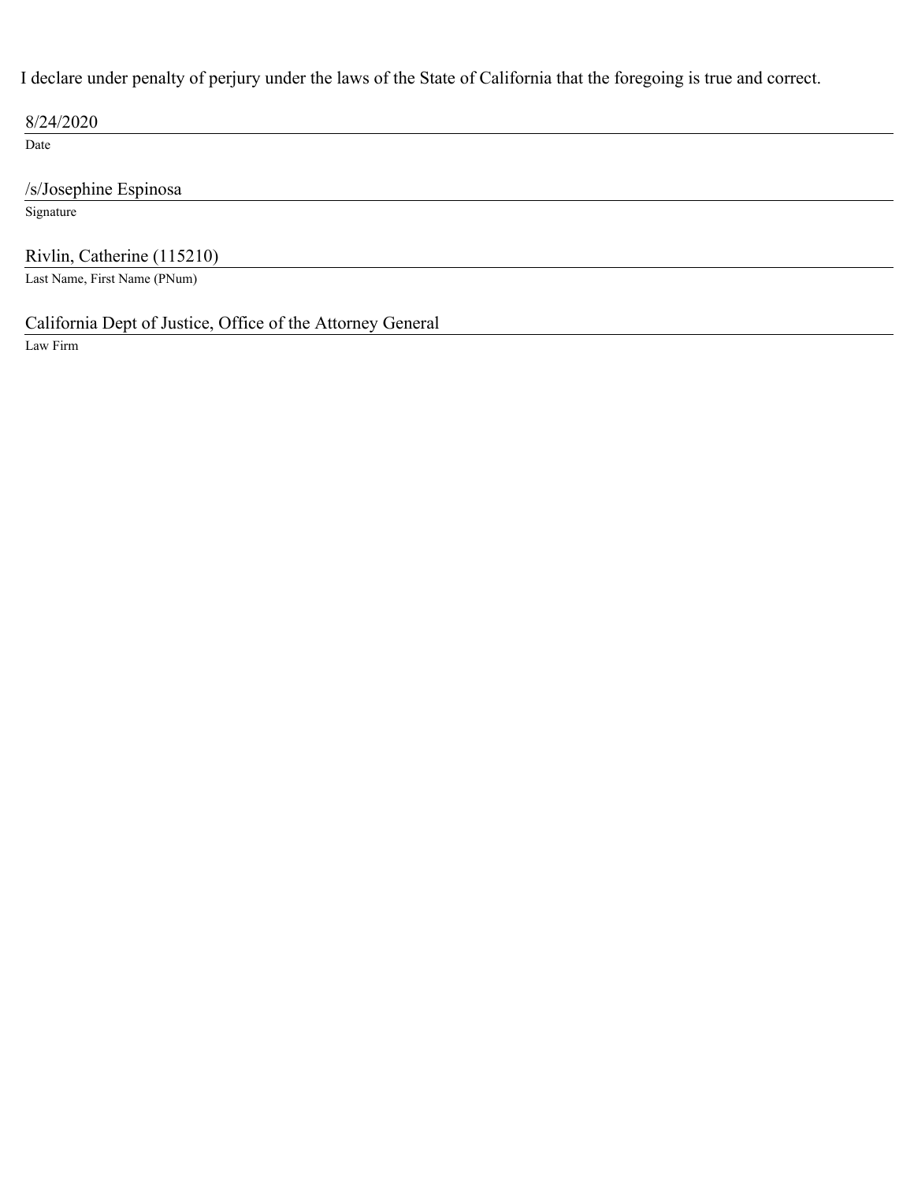I declare under penalty of perjury under the laws of the State of California that the foregoing is true and correct.

8/24/2020
Date

/s/Josephine Espinosa
Signature

Rivlin, Catherine (115210)
Last Name, First Name (PNum)

California Dept of Justice, Office of the Attorney General
Law Firm